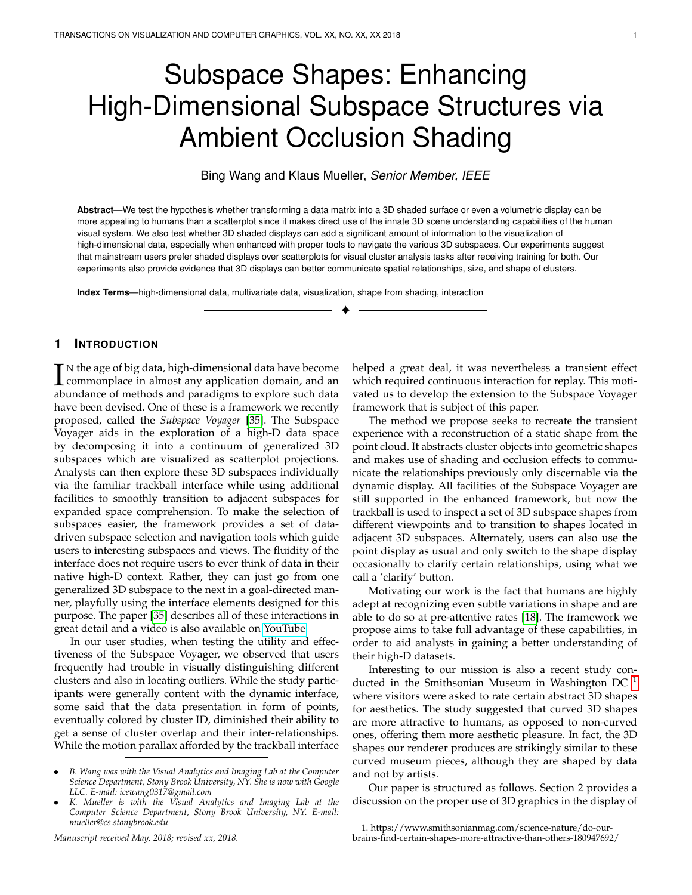# Subspace Shapes: Enhancing High-Dimensional Subspace Structures via Ambient Occlusion Shading

Bing Wang and Klaus Mueller, *Senior Member, IEEE*

**Abstract**—We test the hypothesis whether transforming a data matrix into a 3D shaded surface or even a volumetric display can be more appealing to humans than a scatterplot since it makes direct use of the innate 3D scene understanding capabilities of the human visual system. We also test whether 3D shaded displays can add a significant amount of information to the visualization of high-dimensional data, especially when enhanced with proper tools to navigate the various 3D subspaces. Our experiments suggest that mainstream users prefer shaded displays over scatterplots for visual cluster analysis tasks after receiving training for both. Our experiments also provide evidence that 3D displays can better communicate spatial relationships, size, and shape of clusters.

**Index Terms**—high-dimensional data, multivariate data, visualization, shape from shading, interaction

## 1 Introduction

In the age of big data, high-dimensional data have become commonplace in almost any application domain, and an abundance of methods and paradigms to explore such data have been devised. One of these is a framework we recently proposed, called the *Subspace Voyager* [35]. The Subspace Voyager aids in the exploration of a high-D data space by decomposing it into a continuum of generalized 3D subspaces which are visualized as scatterplot projections. Analysts can then explore these 3D subspaces individually via the familiar trackball interface while using additional facilities to smoothly transition to adjacent subspaces for expanded space comprehension. To make the selection of subspaces easier, the framework provides a set of data-driven subspace selection and navigation tools which guide users to interesting subspaces and views. The fluidity of the interface does not require users to ever think of data in their native high-D context. Rather, they can just go from one generalized 3D subspace to the next in a goal-directed manner, playfully using the interface elements designed for this purpose. The paper [35] describes all of these interactions in great detail and a video is also available on YouTube.

In our user studies, when testing the utility and effectiveness of the Subspace Voyager, we observed that users frequently had trouble in visually distinguishing different clusters and also in locating outliers. While the study participants were generally content with the dynamic interface, some said that the data presentation in form of points, eventually colored by cluster ID, diminished their ability to get a sense of cluster overlap and their inter-relationships. While the motion parallax afforded by the trackball interface helped a great deal, it was nevertheless a transient effect which required continuous interaction for replay. This motivated us to develop the extension to the Subspace Voyager framework that is subject of this paper.

The method we propose seeks to recreate the transient experience with a reconstruction of a static shape from the point cloud. It abstracts cluster objects into geometric shapes and makes use of shading and occlusion effects to communicate the relationships previously only discernable via the dynamic display. All facilities of the Subspace Voyager are still supported in the enhanced framework, but now the trackball is used to inspect a set of 3D subspace shapes from different viewpoints and to transition to shapes located in adjacent 3D subspaces. Alternately, users can also use the point display as usual and only switch to the shape display occasionally to clarify certain relationships, using what we call a 'clarify' button.

Motivating our work is the fact that humans are highly adept at recognizing even subtle variations in shape and are able to do so at pre-attentive rates [18]. The framework we propose aims to take full advantage of these capabilities, in order to aid analysts in gaining a better understanding of their high-D datasets.

Interesting to our mission is also a recent study conducted in the Smithsonian Museum in Washington DC [1] where visitors were asked to rate certain abstract 3D shapes for aesthetics. The study suggested that curved 3D shapes are more attractive to humans, as opposed to non-curved ones, offering them more aesthetic pleasure. In fact, the 3D shapes our renderer produces are strikingly similar to these curved museum pieces, although they are shaped by data and not by artists.

Our paper is structured as follows. Section 2 provides a discussion on the proper use of 3D graphics in the display of

- *B. Wang was with the Visual Analytics and Imaging Lab at the Computer Science Department, Stony Brook University, NY. She is now with Google LLC. E-mail: icewang0317@gmail.com*
- *K. Mueller is with the Visual Analytics and Imaging Lab at the Computer Science Department, Stony Brook University, NY. E-mail: mueller@cs.stonybrook.edu*

*Manuscript received May, 2018; revised xx, 2018.*

1. https://www.smithsonianmag.com/science-nature/do-our-brains-find-certain-shapes-more-attractive-than-others-180947692/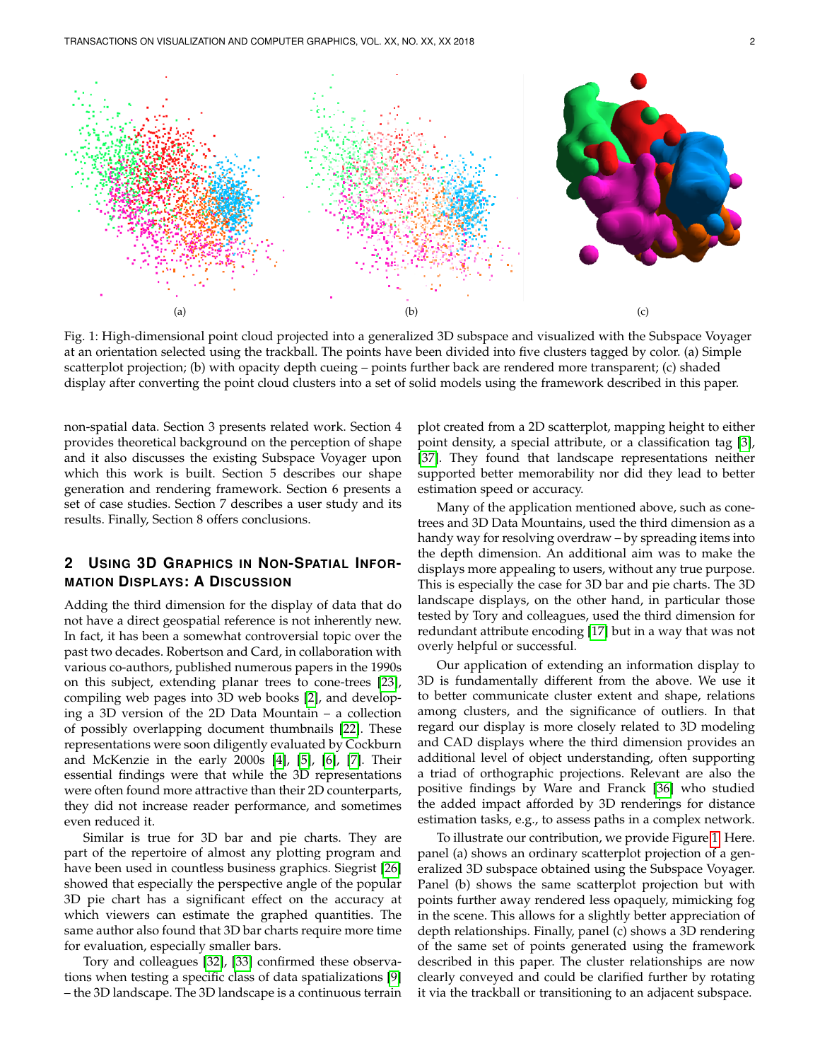(a) (b) (c)

Fig. 1: High-dimensional point cloud projected into a generalized 3D subspace and visualized with the Subspace Voyager at an orientation selected using the trackball. The points have been divided into five clusters tagged by color. (a) Simple scatterplot projection; (b) with opacity depth cueing – points further back are rendered more transparent; (c) shaded display after converting the point cloud clusters into a set of solid models using the framework described in this paper.

non-spatial data. Section 3 presents related work. Section 4 provides theoretical background on the perception of shape and it also discusses the existing Subspace Voyager upon which this work is built. Section 5 describes our shape generation and rendering framework. Section 6 presents a set of case studies. Section 7 describes a user study and its results. Finally, Section 8 offers conclusions.

## 2 Using 3D Graphics in Non-Spatial Information Displays: A Discussion

Adding the third dimension for the display of data that do not have a direct geospatial reference is not inherently new. In fact, it has been a somewhat controversial topic over the past two decades. Robertson and Card, in collaboration with various co-authors, published numerous papers in the 1990s on this subject, extending planar trees to cone-trees [23], compiling web pages into 3D web books [2], and developing a 3D version of the 2D Data Mountain – a collection of possibly overlapping document thumbnails [22]. These representations were soon diligently evaluated by Cockburn and McKenzie in the early 2000s [4], [5], [6], [7]. Their essential findings were that while the 3D representations were often found more attractive than their 2D counterparts, they did not increase reader performance, and sometimes even reduced it.

Similar is true for 3D bar and pie charts. They are part of the repertoire of almost any plotting program and have been used in countless business graphics. Siegrist [26] showed that especially the perspective angle of the popular 3D pie chart has a significant effect on the accuracy at which viewers can estimate the graphed quantities. The same author also found that 3D bar charts require more time for evaluation, especially smaller bars.

Tory and colleagues [32], [33] confirmed these observations when testing a specific class of data spatializations [9] – the 3D landscape. The 3D landscape is a continuous terrain plot created from a 2D scatterplot, mapping height to either point density, a special attribute, or a classification tag [3], [37]. They found that landscape representations neither supported better memorability nor did they lead to better estimation speed or accuracy.

Many of the application mentioned above, such as cone-trees and 3D Data Mountains, used the third dimension as a handy way for resolving overdraw – by spreading items into the depth dimension. An additional aim was to make the displays more appealing to users, without any true purpose. This is especially the case for 3D bar and pie charts. The 3D landscape displays, on the other hand, in particular those tested by Tory and colleagues, used the third dimension for redundant attribute encoding [17] but in a way that was not overly helpful or successful.

Our application of extending an information display to 3D is fundamentally different from the above. We use it to better communicate cluster extent and shape, relations among clusters, and the significance of outliers. In that regard our display is more closely related to 3D modeling and CAD displays where the third dimension provides an additional level of object understanding, often supporting a triad of orthographic projections. Relevant are also the positive findings by Ware and Franck [36] who studied the added impact afforded by 3D renderings for distance estimation tasks, e.g., to assess paths in a complex network.

To illustrate our contribution, we provide Figure 1. Here. panel (a) shows an ordinary scatterplot projection of a generalized 3D subspace obtained using the Subspace Voyager. Panel (b) shows the same scatterplot projection but with points further away rendered less opaquely, mimicking fog in the scene. This allows for a slightly better appreciation of depth relationships. Finally, panel (c) shows a 3D rendering of the same set of points generated using the framework described in this paper. The cluster relationships are now clearly conveyed and could be clarified further by rotating it via the trackball or transitioning to an adjacent subspace.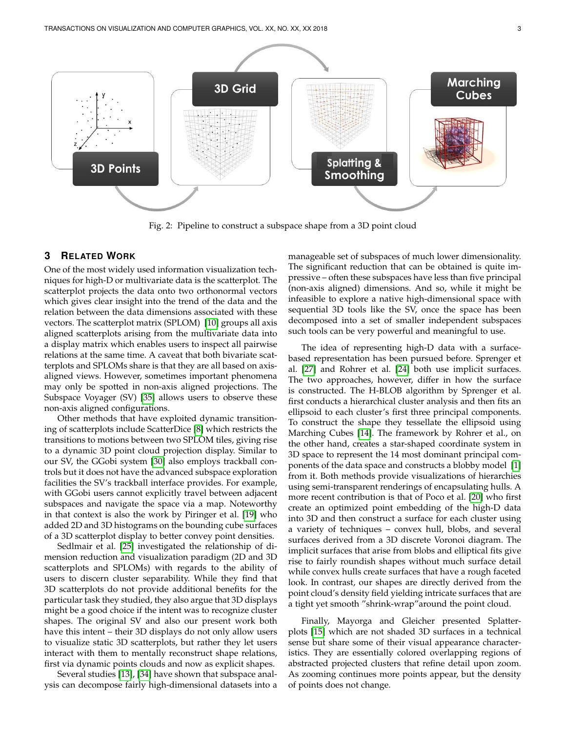Fig. 2: Pipeline to construct a subspace shape from a 3D point cloud

## 3 Related Work

One of the most widely used information visualization techniques for high-D or multivariate data is the scatterplot. The scatterplot projects the data onto two orthonormal vectors which gives clear insight into the trend of the data and the relation between the data dimensions associated with these vectors. The scatterplot matrix (SPLOM) [10] groups all axis aligned scatterplots arising from the multivariate data into a display matrix which enables users to inspect all pairwise relations at the same time. A caveat that both bivariate scatterplots and SPLOMs share is that they are all based on axis-aligned views. However, sometimes important phenomena may only be spotted in non-axis aligned projections. The Subspace Voyager (SV) [35] allows users to observe these non-axis aligned configurations.

Other methods that have exploited dynamic transitioning of scatterplots include ScatterDice [8] which restricts the transitions to motions between two SPLOM tiles, giving rise to a dynamic 3D point cloud projection display. Similar to our SV, the GGobi system [30] also employs trackball controls but it does not have the advanced subspace exploration facilities the SV's trackball interface provides. For example, with GGobi users cannot explicitly travel between adjacent subspaces and navigate the space via a map. Noteworthy in that context is also the work by Piringer et al. [19] who added 2D and 3D histograms on the bounding cube surfaces of a 3D scatterplot display to better convey point densities.

Sedlmair et al. [25] investigated the relationship of dimension reduction and visualization paradigm (2D and 3D scatterplots and SPLOMs) with regards to the ability of users to discern cluster separability. While they find that 3D scatterplots do not provide additional benefits for the particular task they studied, they also argue that 3D displays might be a good choice if the intent was to recognize cluster shapes. The original SV and also our present work both have this intent – their 3D displays do not only allow users to visualize static 3D scatterplots, but rather they let users interact with them to mentally reconstruct shape relations, first via dynamic points clouds and now as explicit shapes.

Several studies [13], [34] have shown that subspace analysis can decompose fairly high-dimensional datasets into a manageable set of subspaces of much lower dimensionality. The significant reduction that can be obtained is quite impressive – often these subspaces have less than five principal (non-axis aligned) dimensions. And so, while it might be infeasible to explore a native high-dimensional space with sequential 3D tools like the SV, once the space has been decomposed into a set of smaller independent subspaces such tools can be very powerful and meaningful to use.

The idea of representing high-D data with a surface-based representation has been pursued before. Sprenger et al. [27] and Rohrer et al. [24] both use implicit surfaces. The two approaches, however, differ in how the surface is constructed. The H-BLOB algorithm by Sprenger et al. first conducts a hierarchical cluster analysis and then fits an ellipsoid to each cluster's first three principal components. To construct the shape they tessellate the ellipsoid using Marching Cubes [14]. The framework by Rohrer et al., on the other hand, creates a star-shaped coordinate system in 3D space to represent the 14 most dominant principal components of the data space and constructs a blobby model [1] from it. Both methods provide visualizations of hierarchies using semi-transparent renderings of encapsulating hulls. A more recent contribution is that of Poco et al. [20] who first create an optimized point embedding of the high-D data into 3D and then construct a surface for each cluster using a variety of techniques – convex hull, blobs, and several surfaces derived from a 3D discrete Voronoi diagram. The implicit surfaces that arise from blobs and elliptical fits give rise to fairly roundish shapes without much surface detail while convex hulls create surfaces that have a rough faceted look. In contrast, our shapes are directly derived from the point cloud's density field yielding intricate surfaces that are a tight yet smooth "shrink-wrap"around the point cloud.

Finally, Mayorga and Gleicher presented Splatterplots [15] which are not shaded 3D surfaces in a technical sense but share some of their visual appearance characteristics. They are essentially colored overlapping regions of abstracted projected clusters that refine detail upon zoom. As zooming continues more points appear, but the density of points does not change.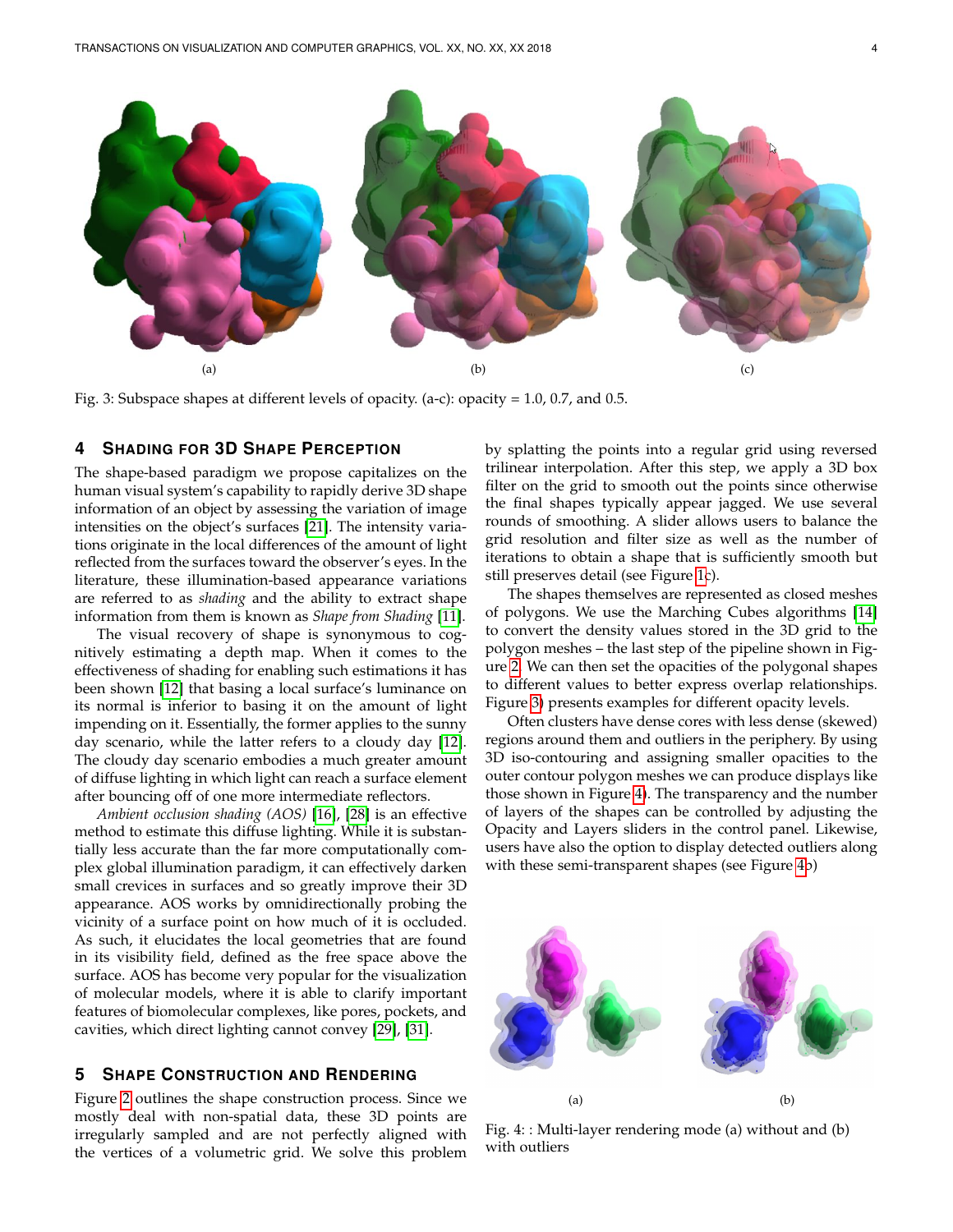(a) (b) (c)

Fig. 3: Subspace shapes at different levels of opacity. (a-c): opacity = 1.0, 0.7, and 0.5.

## 4 Shading for 3D Shape Perception

The shape-based paradigm we propose capitalizes on the human visual system's capability to rapidly derive 3D shape information of an object by assessing the variation of image intensities on the object's surfaces [21]. The intensity variations originate in the local differences of the amount of light reflected from the surfaces toward the observer's eyes. In the literature, these illumination-based appearance variations are referred to as *shading* and the ability to extract shape information from them is known as *Shape from Shading* [11].

The visual recovery of shape is synonymous to cognitively estimating a depth map. When it comes to the effectiveness of shading for enabling such estimations it has been shown [12] that basing a local surface's luminance on its normal is inferior to basing it on the amount of light impending on it. Essentially, the former applies to the sunny day scenario, while the latter refers to a cloudy day [12]. The cloudy day scenario embodies a much greater amount of diffuse lighting in which light can reach a surface element after bouncing off of one more intermediate reflectors.

*Ambient occlusion shading (AOS)* [16], [28] is an effective method to estimate this diffuse lighting. While it is substantially less accurate than the far more computationally complex global illumination paradigm, it can effectively darken small crevices in surfaces and so greatly improve their 3D appearance. AOS works by omnidirectionally probing the vicinity of a surface point on how much of it is occluded. As such, it elucidates the local geometries that are found in its visibility field, defined as the free space above the surface. AOS has become very popular for the visualization of molecular models, where it is able to clarify important features of biomolecular complexes, like pores, pockets, and cavities, which direct lighting cannot convey [29], [31].

## 5 Shape Construction and Rendering

Figure 2 outlines the shape construction process. Since we mostly deal with non-spatial data, these 3D points are irregularly sampled and are not perfectly aligned with the vertices of a volumetric grid. We solve this problem by splatting the points into a regular grid using reversed trilinear interpolation. After this step, we apply a 3D box filter on the grid to smooth out the points since otherwise the final shapes typically appear jagged. We use several rounds of smoothing. A slider allows users to balance the grid resolution and filter size as well as the number of iterations to obtain a shape that is sufficiently smooth but still preserves detail (see Figure 1c).

The shapes themselves are represented as closed meshes of polygons. We use the Marching Cubes algorithms [14] to convert the density values stored in the 3D grid to the polygon meshes – the last step of the pipeline shown in Figure 2. We can then set the opacities of the polygonal shapes to different values to better express overlap relationships. Figure 3 presents examples for different opacity levels.

Often clusters have dense cores with less dense (skewed) regions around them and outliers in the periphery. By using 3D iso-contouring and assigning smaller opacities to the outer contour polygon meshes we can produce displays like those shown in Figure 4. The transparency and the number of layers of the shapes can be controlled by adjusting the Opacity and Layers sliders in the control panel. Likewise, users have also the option to display detected outliers along with these semi-transparent shapes (see Figure 4b)

(a) (b)

Fig. 4: : Multi-layer rendering mode (a) without and (b) with outliers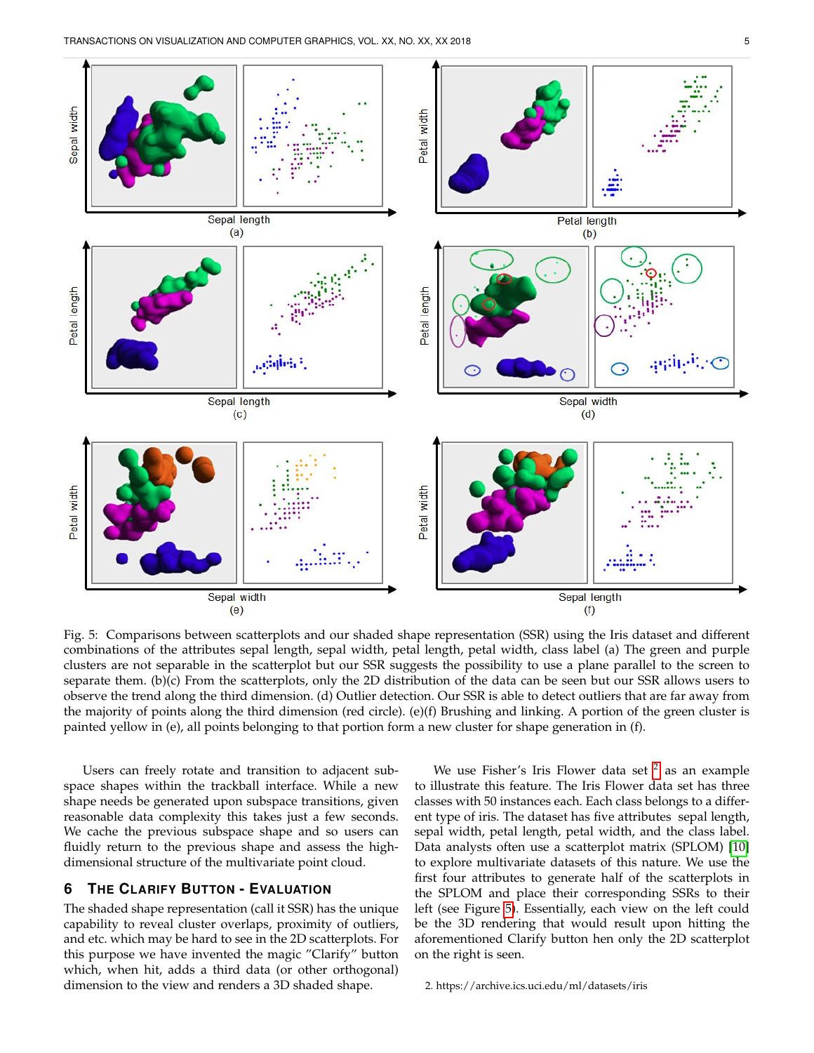Fig. 5: Comparisons between scatterplots and our shaded shape representation (SSR) using the Iris dataset and different combinations of the attributes sepal length, sepal width, petal length, petal width, class label (a) The green and purple clusters are not separable in the scatterplot but our SSR suggests the possibility to use a plane parallel to the screen to separate them. (b)(c) From the scatterplots, only the 2D distribution of the data can be seen but our SSR allows users to observe the trend along the third dimension. (d) Outlier detection. Our SSR is able to detect outliers that are far away from the majority of points along the third dimension (red circle). (e)(f) Brushing and linking. A portion of the green cluster is painted yellow in (e), all points belonging to that portion form a new cluster for shape generation in (f).

Users can freely rotate and transition to adjacent subspace shapes within the trackball interface. While a new shape needs be generated upon subspace transitions, given reasonable data complexity this takes just a few seconds. We cache the previous subspace shape and so users can fluidly return to the previous shape and assess the high-dimensional structure of the multivariate point cloud.

## 6 The Clarify Button - Evaluation

The shaded shape representation (call it SSR) has the unique capability to reveal cluster overlaps, proximity of outliers, and etc. which may be hard to see in the 2D scatterplots. For this purpose we have invented the magic "Clarify" button which, when hit, adds a third data (or other orthogonal) dimension to the view and renders a 3D shaded shape.

We use Fisher's Iris Flower data set [2] as an example to illustrate this feature. The Iris Flower data set has three classes with 50 instances each. Each class belongs to a different type of iris. The dataset has five attributes sepal length, sepal width, petal length, petal width, and the class label. Data analysts often use a scatterplot matrix (SPLOM) [10] to explore multivariate datasets of this nature. We use the first four attributes to generate half of the scatterplots in the SPLOM and place their corresponding SSRs to their left (see Figure 5). Essentially, each view on the left could be the 3D rendering that would result upon hitting the aforementioned Clarify button hen only the 2D scatterplot on the right is seen.

2. https://archive.ics.uci.edu/ml/datasets/iris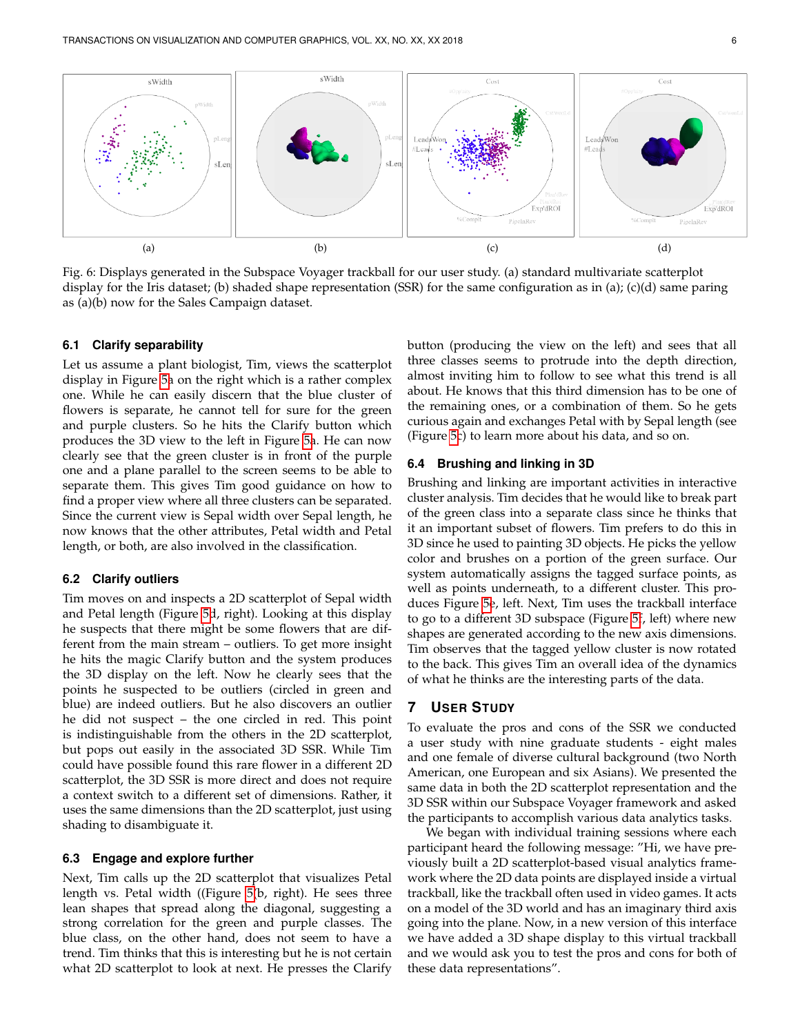Fig. 6: Displays generated in the Subspace Voyager trackball for our user study. (a) standard multivariate scatterplot display for the Iris dataset; (b) shaded shape representation (SSR) for the same configuration as in (a); (c)(d) same paring as (a)(b) now for the Sales Campaign dataset.

### 6.1 Clarify separability

Let us assume a plant biologist, Tim, views the scatterplot display in Figure 5a on the right which is a rather complex one. While he can easily discern that the blue cluster of flowers is separate, he cannot tell for sure for the green and purple clusters. So he hits the Clarify button which produces the 3D view to the left in Figure 5a. He can now clearly see that the green cluster is in front of the purple one and a plane parallel to the screen seems to be able to separate them. This gives Tim good guidance on how to find a proper view where all three clusters can be separated. Since the current view is Sepal width over Sepal length, he now knows that the other attributes, Petal width and Petal length, or both, are also involved in the classification.

### 6.2 Clarify outliers

Tim moves on and inspects a 2D scatterplot of Sepal width and Petal length (Figure 5d, right). Looking at this display he suspects that there might be some flowers that are different from the main stream – outliers. To get more insight he hits the magic Clarify button and the system produces the 3D display on the left. Now he clearly sees that the points he suspected to be outliers (circled in green and blue) are indeed outliers. But he also discovers an outlier he did not suspect – the one circled in red. This point is indistinguishable from the others in the 2D scatterplot, but pops out easily in the associated 3D SSR. While Tim could have possible found this rare flower in a different 2D scatterplot, the 3D SSR is more direct and does not require a context switch to a different set of dimensions. Rather, it uses the same dimensions than the 2D scatterplot, just using shading to disambiguate it.

### 6.3 Engage and explore further

Next, Tim calls up the 2D scatterplot that visualizes Petal length vs. Petal width ((Figure 5b, right). He sees three lean shapes that spread along the diagonal, suggesting a strong correlation for the green and purple classes. The blue class, on the other hand, does not seem to have a trend. Tim thinks that this is interesting but he is not certain what 2D scatterplot to look at next. He presses the Clarify button (producing the view on the left) and sees that all three classes seems to protrude into the depth direction, almost inviting him to follow to see what this trend is all about. He knows that this third dimension has to be one of the remaining ones, or a combination of them. So he gets curious again and exchanges Petal with by Sepal length (see (Figure 5c) to learn more about his data, and so on.

### 6.4 Brushing and linking in 3D

Brushing and linking are important activities in interactive cluster analysis. Tim decides that he would like to break part of the green class into a separate class since he thinks that it an important subset of flowers. Tim prefers to do this in 3D since he used to painting 3D objects. He picks the yellow color and brushes on a portion of the green surface. Our system automatically assigns the tagged surface points, as well as points underneath, to a different cluster. This produces Figure 5e, left. Next, Tim uses the trackball interface to go to a different 3D subspace (Figure 5f, left) where new shapes are generated according to the new axis dimensions. Tim observes that the tagged yellow cluster is now rotated to the back. This gives Tim an overall idea of the dynamics of what he thinks are the interesting parts of the data.

## 7 User Study

To evaluate the pros and cons of the SSR we conducted a user study with nine graduate students - eight males and one female of diverse cultural background (two North American, one European and six Asians). We presented the same data in both the 2D scatterplot representation and the 3D SSR within our Subspace Voyager framework and asked the participants to accomplish various data analytics tasks.

We began with individual training sessions where each participant heard the following message: "Hi, we have previously built a 2D scatterplot-based visual analytics framework where the 2D data points are displayed inside a virtual trackball, like the trackball often used in video games. It acts on a model of the 3D world and has an imaginary third axis going into the plane. Now, in a new version of this interface we have added a 3D shape display to this virtual trackball and we would ask you to test the pros and cons for both of these data representations".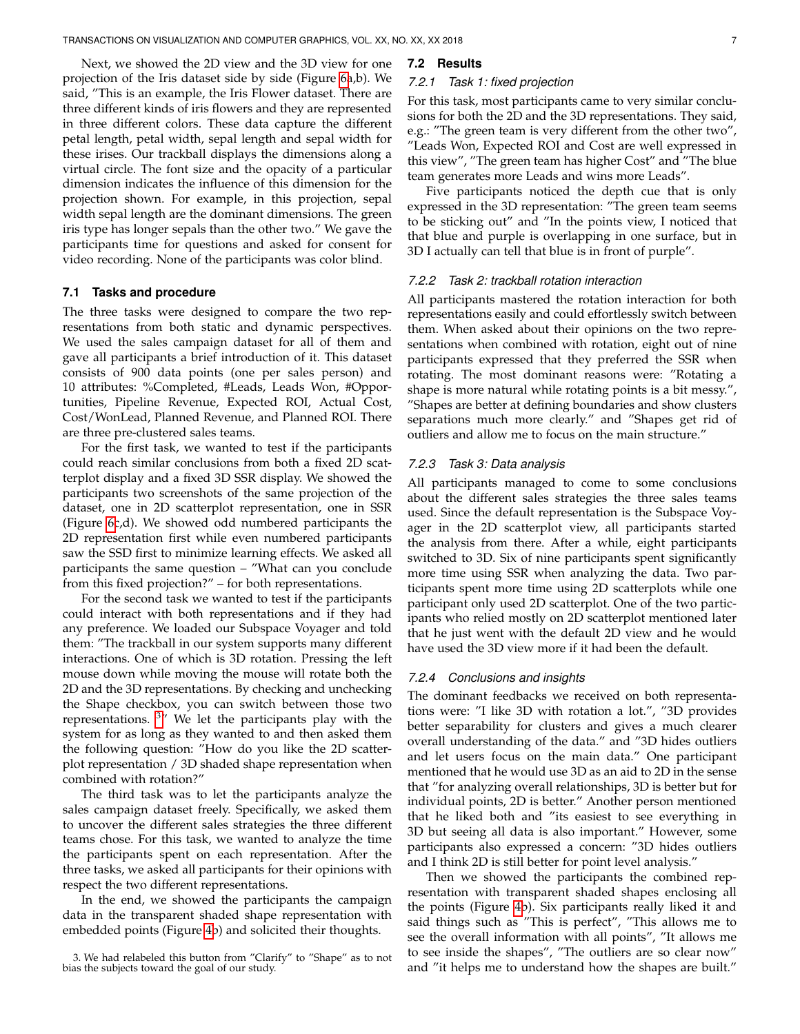Next, we showed the 2D view and the 3D view for one projection of the Iris dataset side by side (Figure 6a,b). We said, "This is an example, the Iris Flower dataset. There are three different kinds of iris flowers and they are represented in three different colors. These data capture the different petal length, petal width, sepal length and sepal width for these irises. Our trackball displays the dimensions along a virtual circle. The font size and the opacity of a particular dimension indicates the influence of this dimension for the projection shown. For example, in this projection, sepal width sepal length are the dominant dimensions. The green iris type has longer sepals than the other two." We gave the participants time for questions and asked for consent for video recording. None of the participants was color blind.

### 7.1 Tasks and procedure

The three tasks were designed to compare the two representations from both static and dynamic perspectives. We used the sales campaign dataset for all of them and gave all participants a brief introduction of it. This dataset consists of 900 data points (one per sales person) and 10 attributes: %Completed, #Leads, Leads Won, #Opportunities, Pipeline Revenue, Expected ROI, Actual Cost, Cost/WonLead, Planned Revenue, and Planned ROI. There are three pre-clustered sales teams.

For the first task, we wanted to test if the participants could reach similar conclusions from both a fixed 2D scatterplot display and a fixed 3D SSR display. We showed the participants two screenshots of the same projection of the dataset, one in 2D scatterplot representation, one in SSR (Figure 6c,d). We showed odd numbered participants the 2D representation first while even numbered participants saw the SSD first to minimize learning effects. We asked all participants the same question – "What can you conclude from this fixed projection?" – for both representations.

For the second task we wanted to test if the participants could interact with both representations and if they had any preference. We loaded our Subspace Voyager and told them: "The trackball in our system supports many different interactions. One of which is 3D rotation. Pressing the left mouse down while moving the mouse will rotate both the 2D and the 3D representations. By checking and unchecking the Shape checkbox, you can switch between those two representations. [3]" We let the participants play with the system for as long as they wanted to and then asked them the following question: "How do you like the 2D scatterplot representation / 3D shaded shape representation when combined with rotation?"

The third task was to let the participants analyze the sales campaign dataset freely. Specifically, we asked them to uncover the different sales strategies the three different teams chose. For this task, we wanted to analyze the time the participants spent on each representation. After the three tasks, we asked all participants for their opinions with respect the two different representations.

In the end, we showed the participants the campaign data in the transparent shaded shape representation with embedded points (Figure 4b) and solicited their thoughts.

3. We had relabeled this button from "Clarify" to "Shape" as to not bias the subjects toward the goal of our study.

### 7.2 Results

#### 7.2.1 Task 1: fixed projection

For this task, most participants came to very similar conclusions for both the 2D and the 3D representations. They said, e.g.: "The green team is very different from the other two", "Leads Won, Expected ROI and Cost are well expressed in this view", "The green team has higher Cost" and "The blue team generates more Leads and wins more Leads".

Five participants noticed the depth cue that is only expressed in the 3D representation: "The green team seems to be sticking out" and "In the points view, I noticed that that blue and purple is overlapping in one surface, but in 3D I actually can tell that blue is in front of purple".

#### 7.2.2 Task 2: trackball rotation interaction

All participants mastered the rotation interaction for both representations easily and could effortlessly switch between them. When asked about their opinions on the two representations when combined with rotation, eight out of nine participants expressed that they preferred the SSR when rotating. The most dominant reasons were: "Rotating a shape is more natural while rotating points is a bit messy.", "Shapes are better at defining boundaries and show clusters separations much more clearly." and "Shapes get rid of outliers and allow me to focus on the main structure."

#### 7.2.3 Task 3: Data analysis

All participants managed to come to some conclusions about the different sales strategies the three sales teams used. Since the default representation is the Subspace Voyager in the 2D scatterplot view, all participants started the analysis from there. After a while, eight participants switched to 3D. Six of nine participants spent significantly more time using SSR when analyzing the data. Two participants spent more time using 2D scatterplots while one participant only used 2D scatterplot. One of the two participants who relied mostly on 2D scatterplot mentioned later that he just went with the default 2D view and he would have used the 3D view more if it had been the default.

#### 7.2.4 Conclusions and insights

The dominant feedbacks we received on both representations were: "I like 3D with rotation a lot.", "3D provides better separability for clusters and gives a much clearer overall understanding of the data." and "3D hides outliers and let users focus on the main data." One participant mentioned that he would use 3D as an aid to 2D in the sense that "for analyzing overall relationships, 3D is better but for individual points, 2D is better." Another person mentioned that he liked both and "its easiest to see everything in 3D but seeing all data is also important." However, some participants also expressed a concern: "3D hides outliers and I think 2D is still better for point level analysis."

Then we showed the participants the combined representation with transparent shaded shapes enclosing all the points (Figure 4b). Six participants really liked it and said things such as "This is perfect", "This allows me to see the overall information with all points", "It allows me to see inside the shapes", "The outliers are so clear now" and "it helps me to understand how the shapes are built."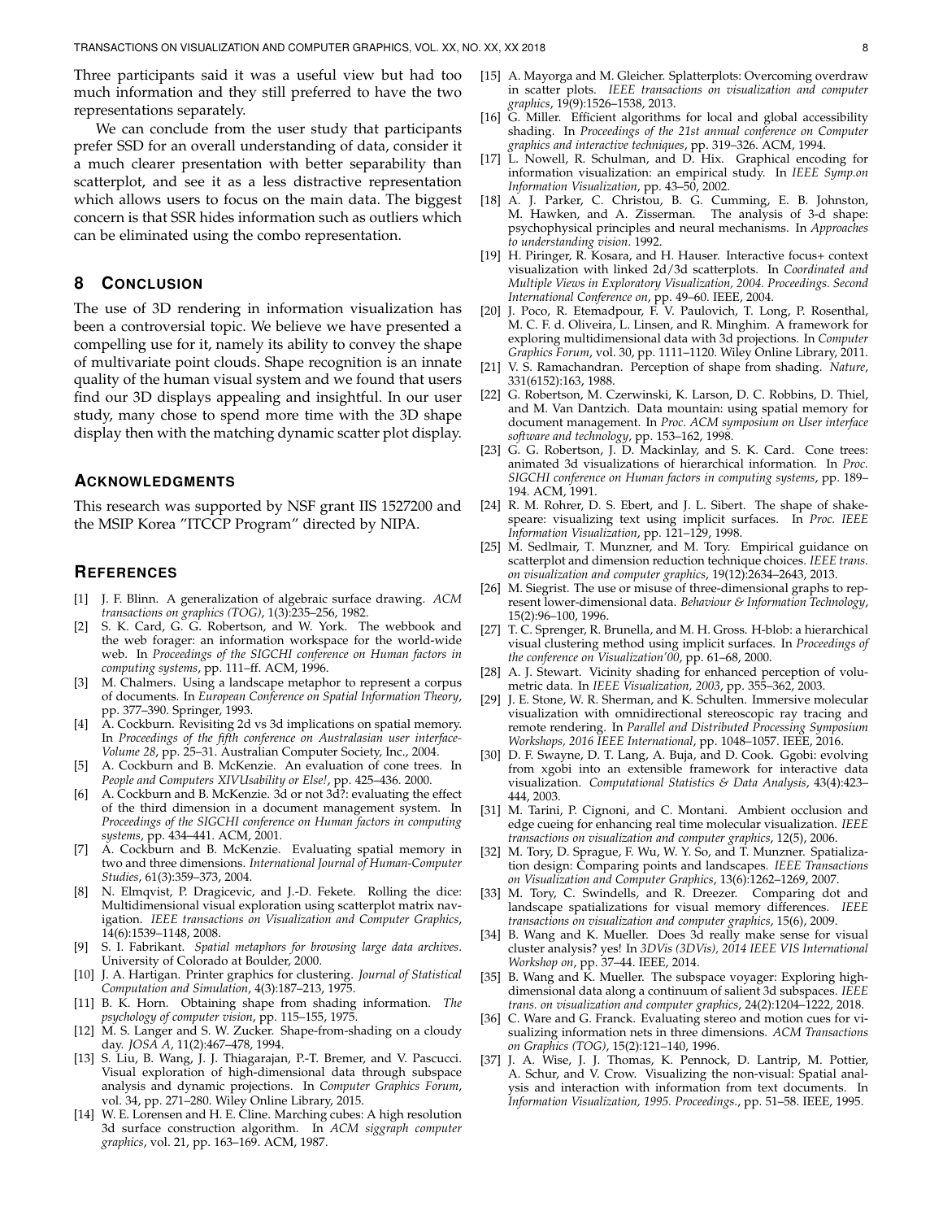Three participants said it was a useful view but had too much information and they still preferred to have the two representations separately.

We can conclude from the user study that participants prefer SSD for an overall understanding of data, consider it a much clearer presentation with better separability than scatterplot, and see it as a less distractive representation which allows users to focus on the main data. The biggest concern is that SSR hides information such as outliers which can be eliminated using the combo representation.

## 8 Conclusion

The use of 3D rendering in information visualization has been a controversial topic. We believe we have presented a compelling use for it, namely its ability to convey the shape of multivariate point clouds. Shape recognition is an innate quality of the human visual system and we found that users find our 3D displays appealing and insightful. In our user study, many chose to spend more time with the 3D shape display then with the matching dynamic scatter plot display.

## Acknowledgments

This research was supported by NSF grant IIS 1527200 and the MSIP Korea "ITCCP Program" directed by NIPA.

## References

[1] J. F. Blinn. A generalization of algebraic surface drawing. *ACM transactions on graphics (TOG)*, 1(3):235–256, 1982.

[2] S. K. Card, G. G. Robertson, and W. York. The webbook and the web forager: an information workspace for the world-wide web. In *Proceedings of the SIGCHI conference on Human factors in computing systems*, pp. 111–ff. ACM, 1996.

[3] M. Chalmers. Using a landscape metaphor to represent a corpus of documents. In *European Conference on Spatial Information Theory*, pp. 377–390. Springer, 1993.

[4] A. Cockburn. Revisiting 2d vs 3d implications on spatial memory. In *Proceedings of the fifth conference on Australasian user interface-Volume 28*, pp. 25–31. Australian Computer Society, Inc., 2004.

[5] A. Cockburn and B. McKenzie. An evaluation of cone trees. In *People and Computers XIVUsability or Else!*, pp. 425–436. 2000.

[6] A. Cockburn and B. McKenzie. 3d or not 3d?: evaluating the effect of the third dimension in a document management system. In *Proceedings of the SIGCHI conference on Human factors in computing systems*, pp. 434–441. ACM, 2001.

[7] A. Cockburn and B. McKenzie. Evaluating spatial memory in two and three dimensions. *International Journal of Human-Computer Studies*, 61(3):359–373, 2004.

[8] N. Elmqvist, P. Dragicevic, and J.-D. Fekete. Rolling the dice: Multidimensional visual exploration using scatterplot matrix navigation. *IEEE transactions on Visualization and Computer Graphics*, 14(6):1539–1148, 2008.

[9] S. I. Fabrikant. *Spatial metaphors for browsing large data archives*. University of Colorado at Boulder, 2000.

[10] J. A. Hartigan. Printer graphics for clustering. *Journal of Statistical Computation and Simulation*, 4(3):187–213, 1975.

[11] B. K. Horn. Obtaining shape from shading information. *The psychology of computer vision*, pp. 115–155, 1975.

[12] M. S. Langer and S. W. Zucker. Shape-from-shading on a cloudy day. *JOSA A*, 11(2):467–478, 1994.

[13] S. Liu, B. Wang, J. J. Thiagarajan, P.-T. Bremer, and V. Pascucci. Visual exploration of high-dimensional data through subspace analysis and dynamic projections. In *Computer Graphics Forum*, vol. 34, pp. 271–280. Wiley Online Library, 2015.

[14] W. E. Lorensen and H. E. Cline. Marching cubes: A high resolution 3d surface construction algorithm. In *ACM siggraph computer graphics*, vol. 21, pp. 163–169. ACM, 1987.

[15] A. Mayorga and M. Gleicher. Splatterplots: Overcoming overdraw in scatter plots. *IEEE transactions on visualization and computer graphics*, 19(9):1526–1538, 2013.

[16] G. Miller. Efficient algorithms for local and global accessibility shading. In *Proceedings of the 21st annual conference on Computer graphics and interactive techniques*, pp. 319–326. ACM, 1994.

[17] L. Nowell, R. Schulman, and D. Hix. Graphical encoding for information visualization: an empirical study. In *IEEE Symp.on Information Visualization*, pp. 43–50, 2002.

[18] A. J. Parker, C. Christou, B. G. Cumming, E. B. Johnston, M. Hawken, and A. Zisserman. The analysis of 3-d shape: psychophysical principles and neural mechanisms. In *Approaches to understanding vision*. 1992.

[19] H. Piringer, R. Kosara, and H. Hauser. Interactive focus+ context visualization with linked 2d/3d scatterplots. In *Coordinated and Multiple Views in Exploratory Visualization, 2004. Proceedings. Second International Conference on*, pp. 49–60. IEEE, 2004.

[20] J. Poco, R. Etemadpour, F. V. Paulovich, T. Long, P. Rosenthal, M. C. F. d. Oliveira, L. Linsen, and R. Minghim. A framework for exploring multidimensional data with 3d projections. In *Computer Graphics Forum*, vol. 30, pp. 1111–1120. Wiley Online Library, 2011.

[21] V. S. Ramachandran. Perception of shape from shading. *Nature*, 331(6152):163, 1988.

[22] G. Robertson, M. Czerwinski, K. Larson, D. C. Robbins, D. Thiel, and M. Van Dantzich. Data mountain: using spatial memory for document management. In *Proc. ACM symposium on User interface software and technology*, pp. 153–162, 1998.

[23] G. G. Robertson, J. D. Mackinlay, and S. K. Card. Cone trees: animated 3d visualizations of hierarchical information. In *Proc. SIGCHI conference on Human factors in computing systems*, pp. 189–194. ACM, 1991.

[24] R. M. Rohrer, D. S. Ebert, and J. L. Sibert. The shape of shakespeare: visualizing text using implicit surfaces. In *Proc. IEEE Information Visualization*, pp. 121–129, 1998.

[25] M. Sedlmair, T. Munzner, and M. Tory. Empirical guidance on scatterplot and dimension reduction technique choices. *IEEE trans. on visualization and computer graphics*, 19(12):2634–2643, 2013.

[26] M. Siegrist. The use or misuse of three-dimensional graphs to represent lower-dimensional data. *Behaviour & Information Technology*, 15(2):96–100, 1996.

[27] T. C. Sprenger, R. Brunella, and M. H. Gross. H-blob: a hierarchical visual clustering method using implicit surfaces. In *Proceedings of the conference on Visualization'00*, pp. 61–68, 2000.

[28] A. J. Stewart. Vicinity shading for enhanced perception of volumetric data. In *IEEE Visualization, 2003*, pp. 355–362, 2003.

[29] J. E. Stone, W. R. Sherman, and K. Schulten. Immersive molecular visualization with omnidirectional stereoscopic ray tracing and remote rendering. In *Parallel and Distributed Processing Symposium Workshops, 2016 IEEE International*, pp. 1048–1057. IEEE, 2016.

[30] D. F. Swayne, D. T. Lang, A. Buja, and D. Cook. Ggobi: evolving from xgobi into an extensible framework for interactive data visualization. *Computational Statistics & Data Analysis*, 43(4):423–444, 2003.

[31] M. Tarini, P. Cignoni, and C. Montani. Ambient occlusion and edge cueing for enhancing real time molecular visualization. *IEEE transactions on visualization and computer graphics*, 12(5), 2006.

[32] M. Tory, D. Sprague, F. Wu, W. Y. So, and T. Munzner. Spatialization design: Comparing points and landscapes. *IEEE Transactions on Visualization and Computer Graphics*, 13(6):1262–1269, 2007.

[33] M. Tory, C. Swindells, and R. Dreezer. Comparing dot and landscape spatializations for visual memory differences. *IEEE transactions on visualization and computer graphics*, 15(6), 2009.

[34] B. Wang and K. Mueller. Does 3d really make sense for visual cluster analysis? yes! In *3DVis (3DVis), 2014 IEEE VIS International Workshop on*, pp. 37–44. IEEE, 2014.

[35] B. Wang and K. Mueller. The subspace voyager: Exploring high-dimensional data along a continuum of salient 3d subspaces. *IEEE trans. on visualization and computer graphics*, 24(2):1204–1222, 2018.

[36] C. Ware and G. Franck. Evaluating stereo and motion cues for visualizing information nets in three dimensions. *ACM Transactions on Graphics (TOG)*, 15(2):121–140, 1996.

[37] J. A. Wise, J. J. Thomas, K. Pennock, D. Lantrip, M. Pottier, A. Schur, and V. Crow. Visualizing the non-visual: Spatial analysis and interaction with information from text documents. In *Information Visualization, 1995. Proceedings.*, pp. 51–58. IEEE, 1995.